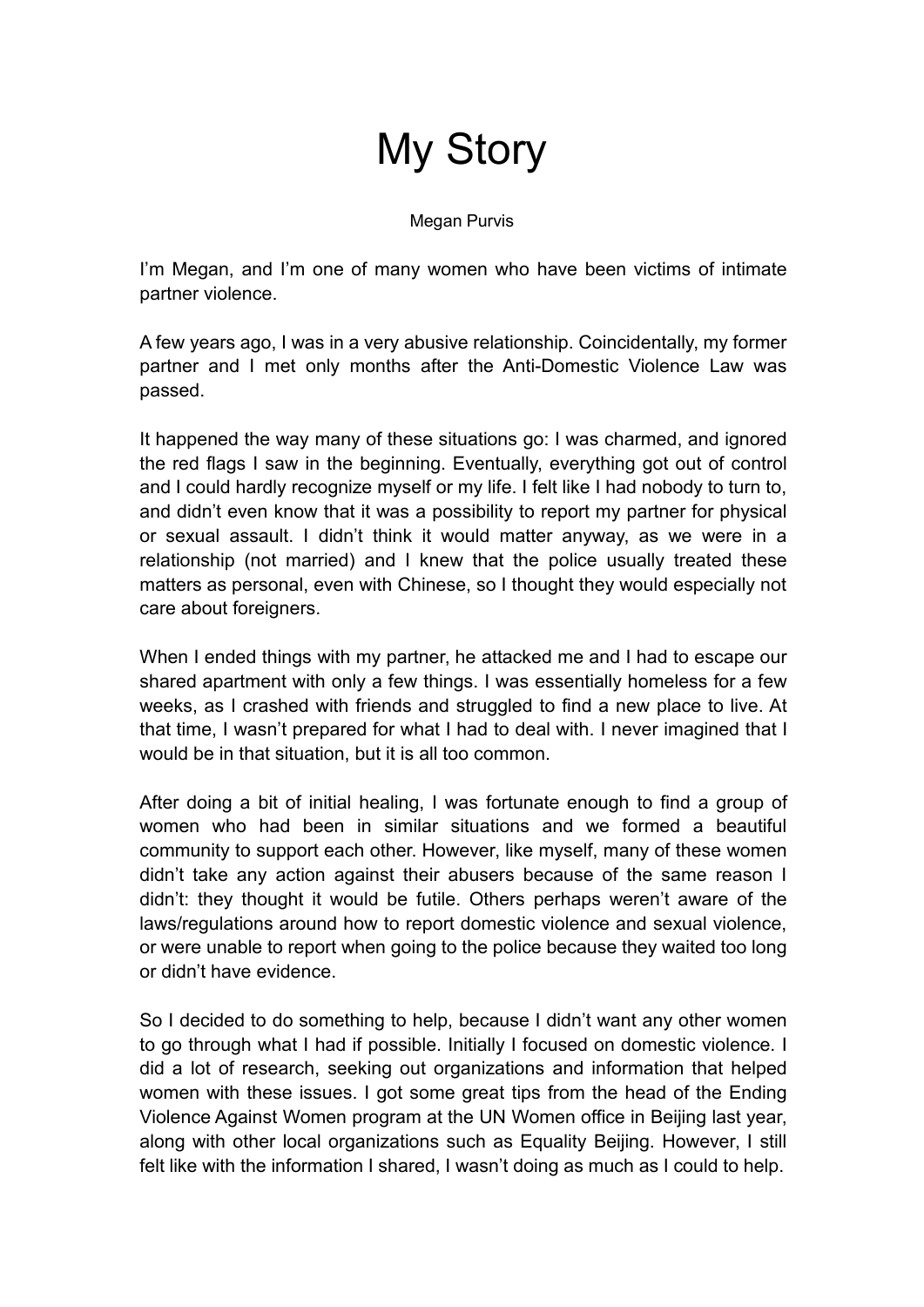# My Story

Megan Purvis

I'm Megan, and I'm one of many women who have been victims of intimate partner violence.

A few years ago, I was in a very abusive relationship. Coincidentally, my former partner and I met only months after the Anti-Domestic Violence Law was passed.

It happened the way many of these situations go: I was charmed, and ignored the red flags I saw in the beginning. Eventually, everything got out of control and I could hardly recognize myself or my life. I felt like I had nobody to turn to, and didn't even know that it was a possibility to report my partner for physical or sexual assault. I didn't think it would matter anyway, as we were in a relationship (not married) and I knew that the police usually treated these matters as personal, even with Chinese, so I thought they would especially not care about foreigners.

When I ended things with my partner, he attacked me and I had to escape our shared apartment with only a few things. I was essentially homeless for a few weeks, as I crashed with friends and struggled to find a new place to live. At that time, I wasn't prepared for what I had to deal with. I never imagined that I would be in that situation, but it is all too common.

After doing a bit of initial healing, I was fortunate enough to find a group of women who had been in similar situations and we formed a beautiful community to support each other. However, like myself, many of these women didn't take any action against their abusers because of the same reason I didn't: they thought it would be futile. Others perhaps weren't aware of the laws/regulations around how to report domestic violence and sexual violence, or were unable to report when going to the police because they waited too long or didn't have evidence.

So I decided to do something to help, because I didn't want any other women to go through what I had if possible. Initially I focused on domestic violence. I did a lot of research, seeking out organizations and information that helped women with these issues. I got some great tips from the head of the Ending Violence Against Women program at the UN Women office in Beijing last year, along with other local organizations such as Equality Beijing. However, I still felt like with the information I shared, I wasn't doing as much as I could to help.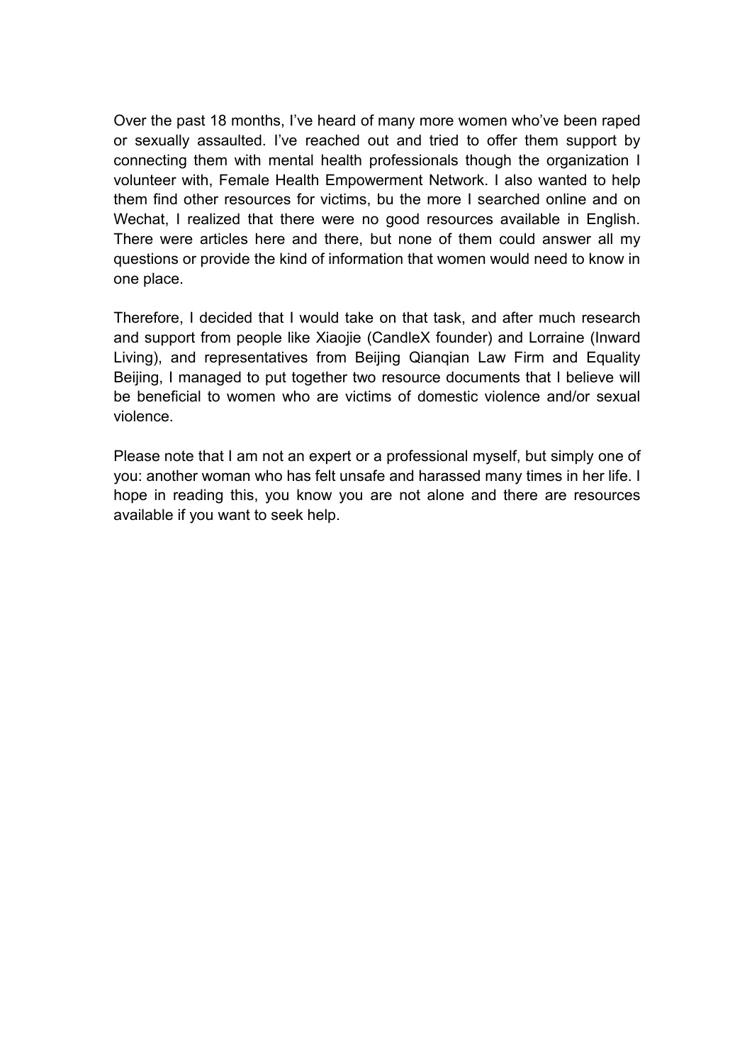Over the past 18 months, I've heard of many more women who've been raped or sexually assaulted. I've reached out and tried to offer them support by connecting them with mental health professionals though the organization I volunteer with, Female Health Empowerment Network. I also wanted to help them find other resources for victims, bu the more I searched online and on Wechat, I realized that there were no good resources available in English. There were articles here and there, but none of them could answer all my questions or provide the kind of information that women would need to know in one place.

Therefore, I decided that I would take on that task, and after much research and support from people like Xiaojie (CandleX founder) and Lorraine (Inward Living), and representatives from Beijing Qianqian Law Firm and Equality Beijing, I managed to put together two resource documents that I believe will be beneficial to women who are victims of domestic violence and/or sexual violence.

Please note that I am not an expert or a professional myself, but simply one of you: another woman who has felt unsafe and harassed many times in her life. I hope in reading this, you know you are not alone and there are resources available if you want to seek help.